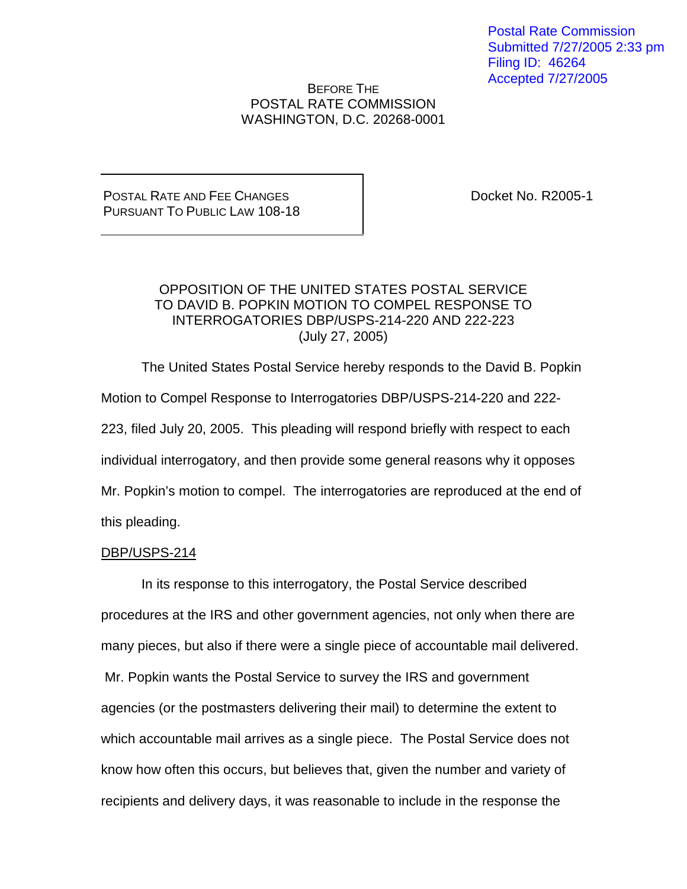Postal Rate Commission
Submitted 7/27/2005 2:33 pm
Filing ID: 46264
Accepted 7/27/2005

BEFORE THE
POSTAL RATE COMMISSION
WASHINGTON, D.C. 20268-0001

| POSTAL RATE AND FEE CHANGES PURSUANT TO PUBLIC LAW 108-18 | Docket No. R2005-1 |
|---|---|

OPPOSITION OF THE UNITED STATES POSTAL SERVICE
TO DAVID B. POPKIN MOTION TO COMPEL RESPONSE TO
INTERROGATORIES DBP/USPS-214-220 AND 222-223
(July 27, 2005)

The United States Postal Service hereby responds to the David B. Popkin Motion to Compel Response to Interrogatories DBP/USPS-214-220 and 222-223, filed July 20, 2005. This pleading will respond briefly with respect to each individual interrogatory, and then provide some general reasons why it opposes Mr. Popkin's motion to compel. The interrogatories are reproduced at the end of this pleading.

DBP/USPS-214

In its response to this interrogatory, the Postal Service described procedures at the IRS and other government agencies, not only when there are many pieces, but also if there were a single piece of accountable mail delivered. Mr. Popkin wants the Postal Service to survey the IRS and government agencies (or the postmasters delivering their mail) to determine the extent to which accountable mail arrives as a single piece. The Postal Service does not know how often this occurs, but believes that, given the number and variety of recipients and delivery days, it was reasonable to include in the response the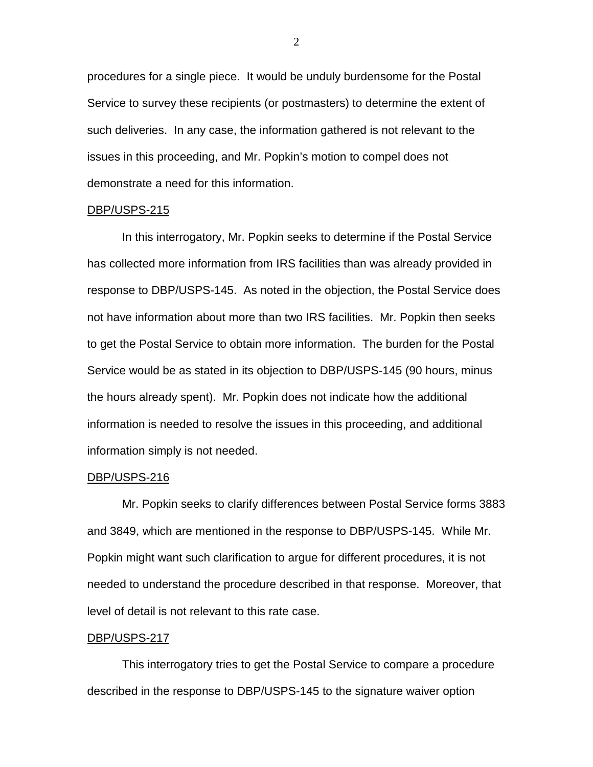procedures for a single piece. It would be unduly burdensome for the Postal Service to survey these recipients (or postmasters) to determine the extent of such deliveries. In any case, the information gathered is not relevant to the issues in this proceeding, and Mr. Popkin's motion to compel does not demonstrate a need for this information.

<u>DBP/USPS-215</u>

In this interrogatory, Mr. Popkin seeks to determine if the Postal Service has collected more information from IRS facilities than was already provided in response to DBP/USPS-145. As noted in the objection, the Postal Service does not have information about more than two IRS facilities. Mr. Popkin then seeks to get the Postal Service to obtain more information. The burden for the Postal Service would be as stated in its objection to DBP/USPS-145 (90 hours, minus the hours already spent). Mr. Popkin does not indicate how the additional information is needed to resolve the issues in this proceeding, and additional information simply is not needed.

<u>DBP/USPS-216</u>

Mr. Popkin seeks to clarify differences between Postal Service forms 3883 and 3849, which are mentioned in the response to DBP/USPS-145. While Mr. Popkin might want such clarification to argue for different procedures, it is not needed to understand the procedure described in that response. Moreover, that level of detail is not relevant to this rate case.

<u>DBP/USPS-217</u>

This interrogatory tries to get the Postal Service to compare a procedure described in the response to DBP/USPS-145 to the signature waiver option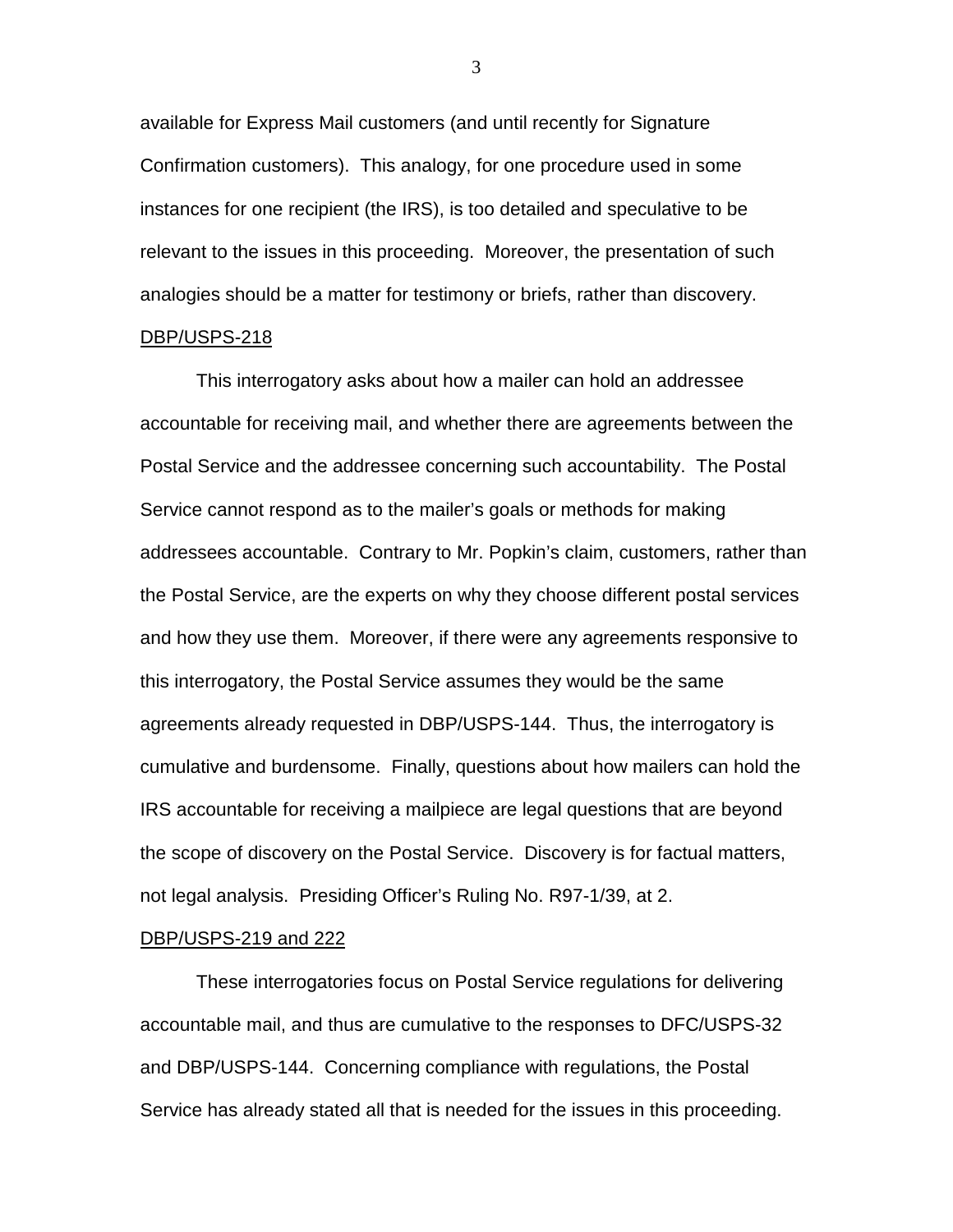available for Express Mail customers (and until recently for Signature Confirmation customers). This analogy, for one procedure used in some instances for one recipient (the IRS), is too detailed and speculative to be relevant to the issues in this proceeding. Moreover, the presentation of such analogies should be a matter for testimony or briefs, rather than discovery.

<u>DBP/USPS-218</u>

This interrogatory asks about how a mailer can hold an addressee accountable for receiving mail, and whether there are agreements between the Postal Service and the addressee concerning such accountability. The Postal Service cannot respond as to the mailer's goals or methods for making addressees accountable. Contrary to Mr. Popkin's claim, customers, rather than the Postal Service, are the experts on why they choose different postal services and how they use them. Moreover, if there were any agreements responsive to this interrogatory, the Postal Service assumes they would be the same agreements already requested in DBP/USPS-144. Thus, the interrogatory is cumulative and burdensome. Finally, questions about how mailers can hold the IRS accountable for receiving a mailpiece are legal questions that are beyond the scope of discovery on the Postal Service. Discovery is for factual matters, not legal analysis. Presiding Officer's Ruling No. R97-1/39, at 2.

<u>DBP/USPS-219 and 222</u>

These interrogatories focus on Postal Service regulations for delivering accountable mail, and thus are cumulative to the responses to DFC/USPS-32 and DBP/USPS-144. Concerning compliance with regulations, the Postal Service has already stated all that is needed for the issues in this proceeding.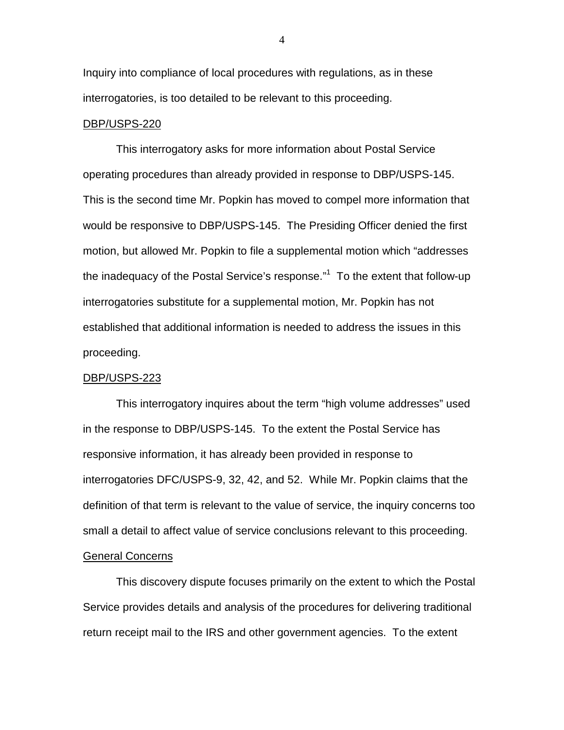Inquiry into compliance of local procedures with regulations, as in these interrogatories, is too detailed to be relevant to this proceeding.

DBP/USPS-220

This interrogatory asks for more information about Postal Service operating procedures than already provided in response to DBP/USPS-145. This is the second time Mr. Popkin has moved to compel more information that would be responsive to DBP/USPS-145. The Presiding Officer denied the first motion, but allowed Mr. Popkin to file a supplemental motion which "addresses the inadequacy of the Postal Service's response."[1] To the extent that follow-up interrogatories substitute for a supplemental motion, Mr. Popkin has not established that additional information is needed to address the issues in this proceeding.

DBP/USPS-223

This interrogatory inquires about the term "high volume addresses" used in the response to DBP/USPS-145. To the extent the Postal Service has responsive information, it has already been provided in response to interrogatories DFC/USPS-9, 32, 42, and 52. While Mr. Popkin claims that the definition of that term is relevant to the value of service, the inquiry concerns too small a detail to affect value of service conclusions relevant to this proceeding.

General Concerns

This discovery dispute focuses primarily on the extent to which the Postal Service provides details and analysis of the procedures for delivering traditional return receipt mail to the IRS and other government agencies. To the extent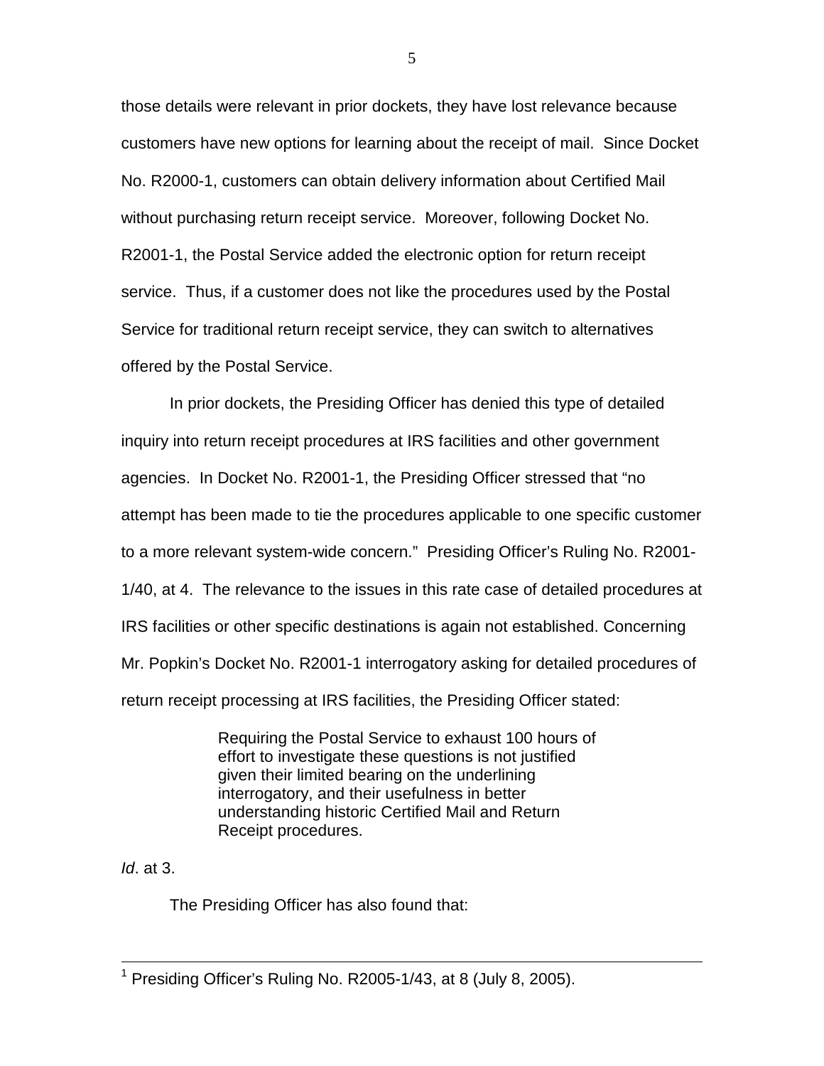those details were relevant in prior dockets, they have lost relevance because customers have new options for learning about the receipt of mail. Since Docket No. R2000-1, customers can obtain delivery information about Certified Mail without purchasing return receipt service. Moreover, following Docket No. R2001-1, the Postal Service added the electronic option for return receipt service. Thus, if a customer does not like the procedures used by the Postal Service for traditional return receipt service, they can switch to alternatives offered by the Postal Service.

In prior dockets, the Presiding Officer has denied this type of detailed inquiry into return receipt procedures at IRS facilities and other government agencies. In Docket No. R2001-1, the Presiding Officer stressed that "no attempt has been made to tie the procedures applicable to one specific customer to a more relevant system-wide concern." Presiding Officer's Ruling No. R2001-1/40, at 4. The relevance to the issues in this rate case of detailed procedures at IRS facilities or other specific destinations is again not established. Concerning Mr. Popkin's Docket No. R2001-1 interrogatory asking for detailed procedures of return receipt processing at IRS facilities, the Presiding Officer stated:

> Requiring the Postal Service to exhaust 100 hours of effort to investigate these questions is not justified given their limited bearing on the underlining interrogatory, and their usefulness in better understanding historic Certified Mail and Return Receipt procedures.

*Id*. at 3.

The Presiding Officer has also found that:

---

[1] Presiding Officer's Ruling No. R2005-1/43, at 8 (July 8, 2005).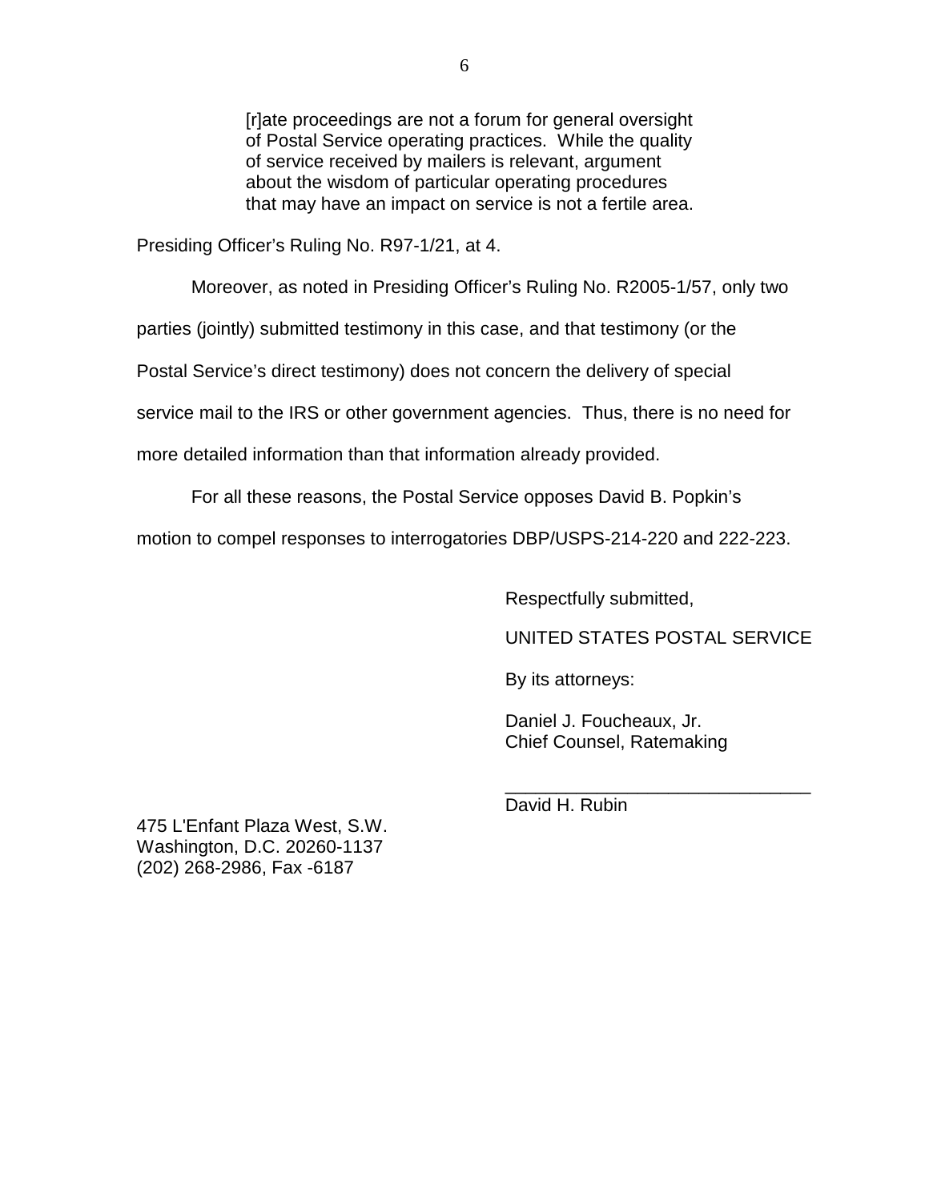> [r]ate proceedings are not a forum for general oversight of Postal Service operating practices. While the quality of service received by mailers is relevant, argument about the wisdom of particular operating procedures that may have an impact on service is not a fertile area.

Presiding Officer's Ruling No. R97-1/21, at 4.

Moreover, as noted in Presiding Officer's Ruling No. R2005-1/57, only two parties (jointly) submitted testimony in this case, and that testimony (or the Postal Service's direct testimony) does not concern the delivery of special service mail to the IRS or other government agencies. Thus, there is no need for more detailed information than that information already provided.

For all these reasons, the Postal Service opposes David B. Popkin's motion to compel responses to interrogatories DBP/USPS-214-220 and 222-223.

Respectfully submitted,

UNITED STATES POSTAL SERVICE

By its attorneys:

Daniel J. Foucheaux, Jr.
Chief Counsel, Ratemaking

______________________________
David H. Rubin

475 L'Enfant Plaza West, S.W.
Washington, D.C. 20260-1137
(202) 268-2986, Fax -6187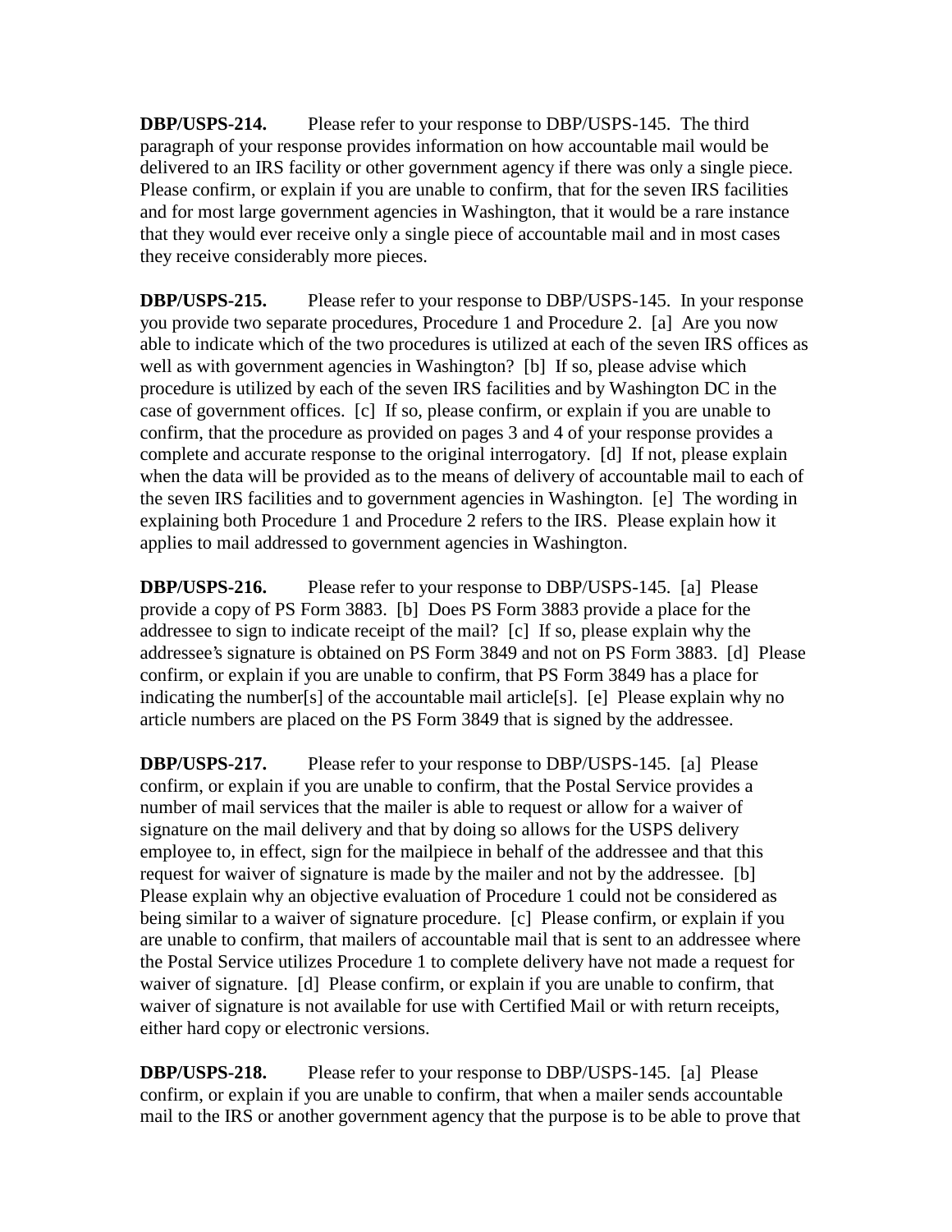**DBP/USPS-214.** Please refer to your response to DBP/USPS-145. The third paragraph of your response provides information on how accountable mail would be delivered to an IRS facility or other government agency if there was only a single piece. Please confirm, or explain if you are unable to confirm, that for the seven IRS facilities and for most large government agencies in Washington, that it would be a rare instance that they would ever receive only a single piece of accountable mail and in most cases they receive considerably more pieces.

**DBP/USPS-215.** Please refer to your response to DBP/USPS-145. In your response you provide two separate procedures, Procedure 1 and Procedure 2. [a] Are you now able to indicate which of the two procedures is utilized at each of the seven IRS offices as well as with government agencies in Washington? [b] If so, please advise which procedure is utilized by each of the seven IRS facilities and by Washington DC in the case of government offices. [c] If so, please confirm, or explain if you are unable to confirm, that the procedure as provided on pages 3 and 4 of your response provides a complete and accurate response to the original interrogatory. [d] If not, please explain when the data will be provided as to the means of delivery of accountable mail to each of the seven IRS facilities and to government agencies in Washington. [e] The wording in explaining both Procedure 1 and Procedure 2 refers to the IRS. Please explain how it applies to mail addressed to government agencies in Washington.

**DBP/USPS-216.** Please refer to your response to DBP/USPS-145. [a] Please provide a copy of PS Form 3883. [b] Does PS Form 3883 provide a place for the addressee to sign to indicate receipt of the mail? [c] If so, please explain why the addressee's signature is obtained on PS Form 3849 and not on PS Form 3883. [d] Please confirm, or explain if you are unable to confirm, that PS Form 3849 has a place for indicating the number[s] of the accountable mail article[s]. [e] Please explain why no article numbers are placed on the PS Form 3849 that is signed by the addressee.

**DBP/USPS-217.** Please refer to your response to DBP/USPS-145. [a] Please confirm, or explain if you are unable to confirm, that the Postal Service provides a number of mail services that the mailer is able to request or allow for a waiver of signature on the mail delivery and that by doing so allows for the USPS delivery employee to, in effect, sign for the mailpiece in behalf of the addressee and that this request for waiver of signature is made by the mailer and not by the addressee. [b] Please explain why an objective evaluation of Procedure 1 could not be considered as being similar to a waiver of signature procedure. [c] Please confirm, or explain if you are unable to confirm, that mailers of accountable mail that is sent to an addressee where the Postal Service utilizes Procedure 1 to complete delivery have not made a request for waiver of signature. [d] Please confirm, or explain if you are unable to confirm, that waiver of signature is not available for use with Certified Mail or with return receipts, either hard copy or electronic versions.

**DBP/USPS-218.** Please refer to your response to DBP/USPS-145. [a] Please confirm, or explain if you are unable to confirm, that when a mailer sends accountable mail to the IRS or another government agency that the purpose is to be able to prove that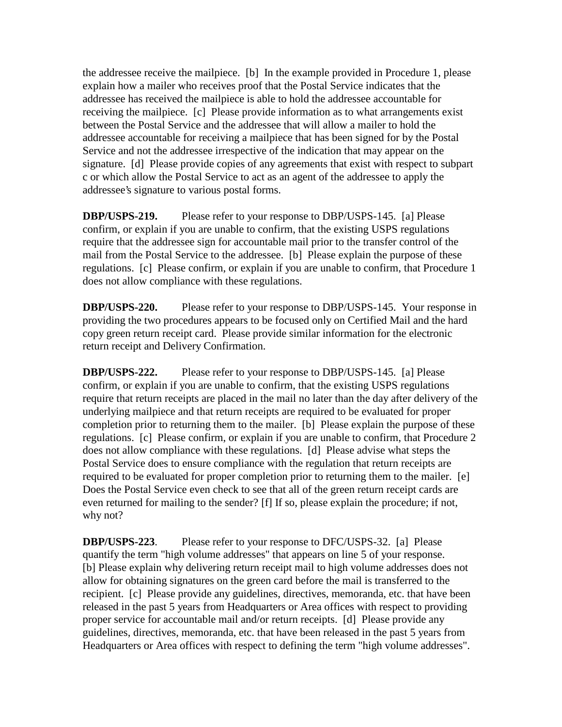the addressee receive the mailpiece. [b] In the example provided in Procedure 1, please explain how a mailer who receives proof that the Postal Service indicates that the addressee has received the mailpiece is able to hold the addressee accountable for receiving the mailpiece. [c] Please provide information as to what arrangements exist between the Postal Service and the addressee that will allow a mailer to hold the addressee accountable for receiving a mailpiece that has been signed for by the Postal Service and not the addressee irrespective of the indication that may appear on the signature. [d] Please provide copies of any agreements that exist with respect to subpart c or which allow the Postal Service to act as an agent of the addressee to apply the addressee's signature to various postal forms.

**DBP/USPS-219.** Please refer to your response to DBP/USPS-145. [a] Please confirm, or explain if you are unable to confirm, that the existing USPS regulations require that the addressee sign for accountable mail prior to the transfer control of the mail from the Postal Service to the addressee. [b] Please explain the purpose of these regulations. [c] Please confirm, or explain if you are unable to confirm, that Procedure 1 does not allow compliance with these regulations.

**DBP/USPS-220.** Please refer to your response to DBP/USPS-145. Your response in providing the two procedures appears to be focused only on Certified Mail and the hard copy green return receipt card. Please provide similar information for the electronic return receipt and Delivery Confirmation.

**DBP/USPS-222.** Please refer to your response to DBP/USPS-145. [a] Please confirm, or explain if you are unable to confirm, that the existing USPS regulations require that return receipts are placed in the mail no later than the day after delivery of the underlying mailpiece and that return receipts are required to be evaluated for proper completion prior to returning them to the mailer. [b] Please explain the purpose of these regulations. [c] Please confirm, or explain if you are unable to confirm, that Procedure 2 does not allow compliance with these regulations. [d] Please advise what steps the Postal Service does to ensure compliance with the regulation that return receipts are required to be evaluated for proper completion prior to returning them to the mailer. [e] Does the Postal Service even check to see that all of the green return receipt cards are even returned for mailing to the sender? [f] If so, please explain the procedure; if not, why not?

**DBP/USPS-223**. Please refer to your response to DFC/USPS-32. [a] Please quantify the term "high volume addresses" that appears on line 5 of your response. [b] Please explain why delivering return receipt mail to high volume addresses does not allow for obtaining signatures on the green card before the mail is transferred to the recipient. [c] Please provide any guidelines, directives, memoranda, etc. that have been released in the past 5 years from Headquarters or Area offices with respect to providing proper service for accountable mail and/or return receipts. [d] Please provide any guidelines, directives, memoranda, etc. that have been released in the past 5 years from Headquarters or Area offices with respect to defining the term "high volume addresses".